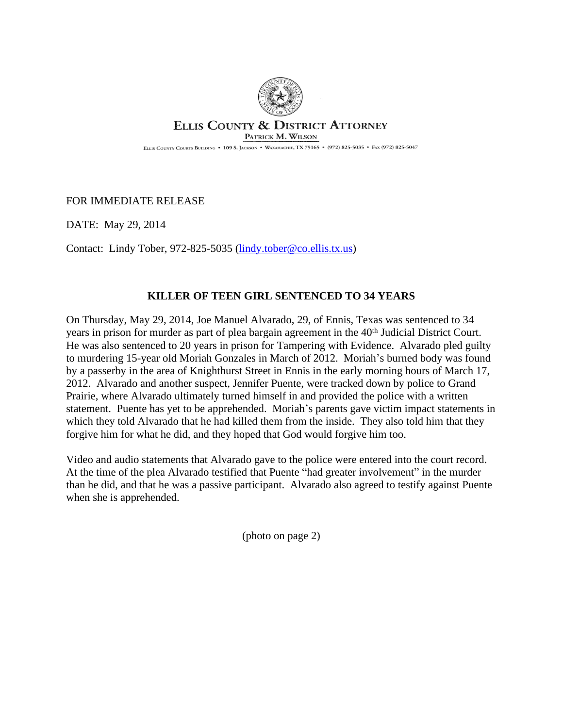**ELLIS COUNTY & DISTRICT ATTORNEY**

PATRICK M. WILSON

ELLIS COUNTY COURTS BUILDING • 109 S. JACKSON • WAXAHACHIE, TX 75165 • (972) 825-5035 • FAX (972) 825-5047

FOR IMMEDIATE RELEASE

DATE: May 29, 2014

Contact: Lindy Tober, 972-825-5035 (lindy.tober@co.ellis.tx.us)

## KILLER OF TEEN GIRL SENTENCED TO 34 YEARS

On Thursday, May 29, 2014, Joe Manuel Alvarado, 29, of Ennis, Texas was sentenced to 34 years in prison for murder as part of plea bargain agreement in the 40th Judicial District Court. He was also sentenced to 20 years in prison for Tampering with Evidence. Alvarado pled guilty to murdering 15-year old Moriah Gonzales in March of 2012. Moriah's burned body was found by a passerby in the area of Knighthurst Street in Ennis in the early morning hours of March 17, 2012. Alvarado and another suspect, Jennifer Puente, were tracked down by police to Grand Prairie, where Alvarado ultimately turned himself in and provided the police with a written statement. Puente has yet to be apprehended. Moriah's parents gave victim impact statements in which they told Alvarado that he had killed them from the inside. They also told him that they forgive him for what he did, and they hoped that God would forgive him too.

Video and audio statements that Alvarado gave to the police were entered into the court record. At the time of the plea Alvarado testified that Puente "had greater involvement" in the murder than he did, and that he was a passive participant. Alvarado also agreed to testify against Puente when she is apprehended.

(photo on page 2)